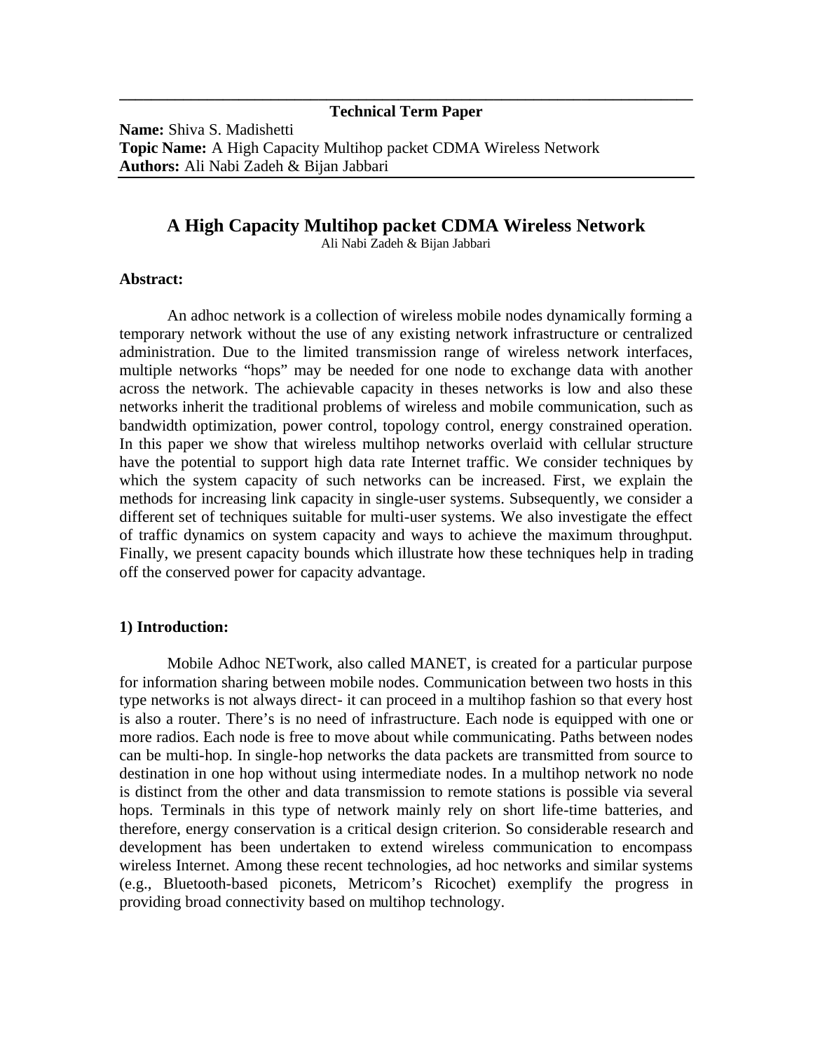**Technical Term Paper**

**Name:** Shiva S. Madishetti
**Topic Name:** A High Capacity Multihop packet CDMA Wireless Network
**Authors:** Ali Nabi Zadeh & Bijan Jabbari

# A High Capacity Multihop packet CDMA Wireless Network

Ali Nabi Zadeh & Bijan Jabbari

**Abstract:**

An adhoc network is a collection of wireless mobile nodes dynamically forming a temporary network without the use of any existing network infrastructure or centralized administration. Due to the limited transmission range of wireless network interfaces, multiple networks "hops" may be needed for one node to exchange data with another across the network. The achievable capacity in theses networks is low and also these networks inherit the traditional problems of wireless and mobile communication, such as bandwidth optimization, power control, topology control, energy constrained operation. In this paper we show that wireless multihop networks overlaid with cellular structure have the potential to support high data rate Internet traffic. We consider techniques by which the system capacity of such networks can be increased. First, we explain the methods for increasing link capacity in single-user systems. Subsequently, we consider a different set of techniques suitable for multi-user systems. We also investigate the effect of traffic dynamics on system capacity and ways to achieve the maximum throughput. Finally, we present capacity bounds which illustrate how these techniques help in trading off the conserved power for capacity advantage.

**1) Introduction:**

Mobile Adhoc NETwork, also called MANET, is created for a particular purpose for information sharing between mobile nodes. Communication between two hosts in this type networks is not always direct- it can proceed in a multihop fashion so that every host is also a router. There's is no need of infrastructure. Each node is equipped with one or more radios. Each node is free to move about while communicating. Paths between nodes can be multi-hop. In single-hop networks the data packets are transmitted from source to destination in one hop without using intermediate nodes. In a multihop network no node is distinct from the other and data transmission to remote stations is possible via several hops. Terminals in this type of network mainly rely on short life-time batteries, and therefore, energy conservation is a critical design criterion. So considerable research and development has been undertaken to extend wireless communication to encompass wireless Internet. Among these recent technologies, ad hoc networks and similar systems (e.g., Bluetooth-based piconets, Metricom's Ricochet) exemplify the progress in providing broad connectivity based on multihop technology.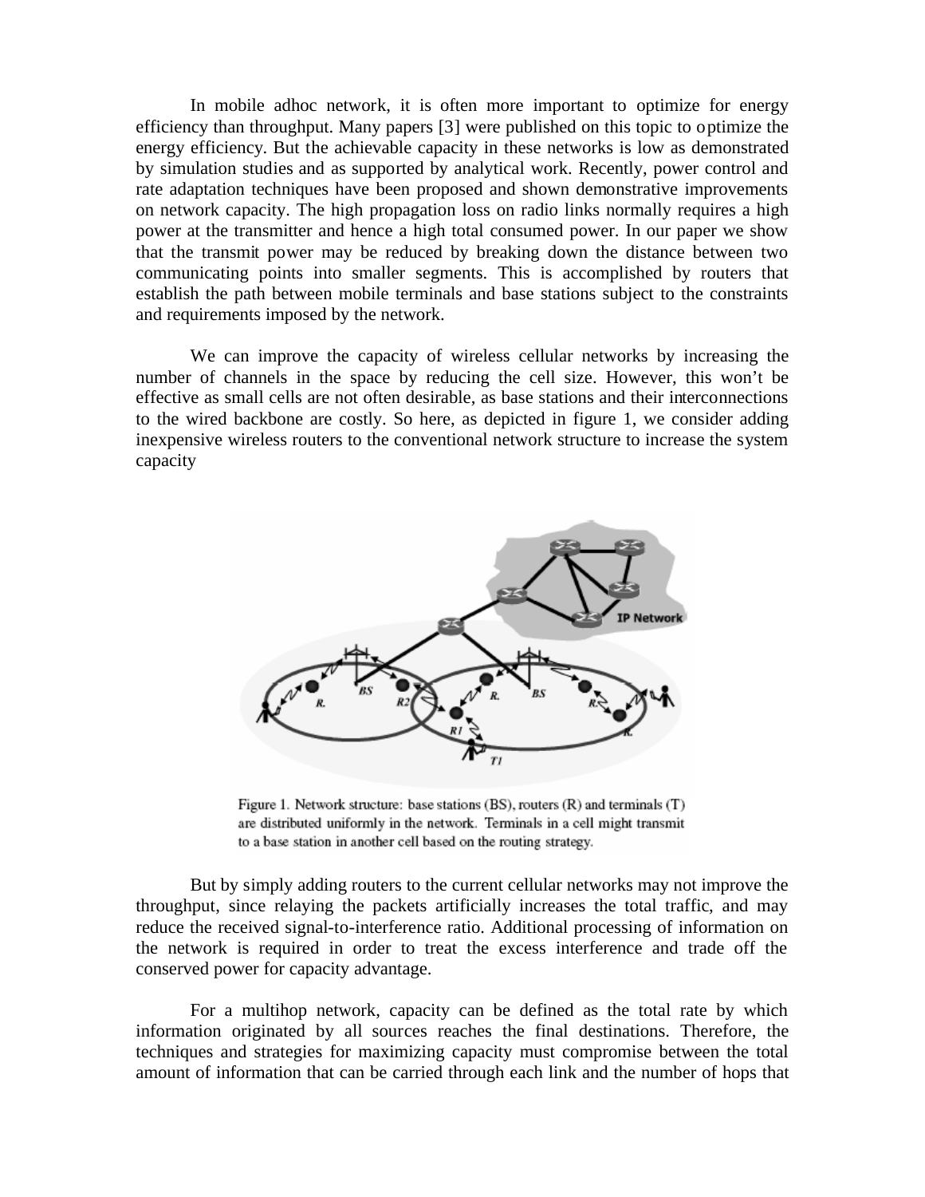In mobile adhoc network, it is often more important to optimize for energy efficiency than throughput. Many papers [3] were published on this topic to optimize the energy efficiency. But the achievable capacity in these networks is low as demonstrated by simulation studies and as supported by analytical work. Recently, power control and rate adaptation techniques have been proposed and shown demonstrative improvements on network capacity. The high propagation loss on radio links normally requires a high power at the transmitter and hence a high total consumed power. In our paper we show that the transmit power may be reduced by breaking down the distance between two communicating points into smaller segments. This is accomplished by routers that establish the path between mobile terminals and base stations subject to the constraints and requirements imposed by the network.

We can improve the capacity of wireless cellular networks by increasing the number of channels in the space by reducing the cell size. However, this won't be effective as small cells are not often desirable, as base stations and their interconnections to the wired backbone are costly. So here, as depicted in figure 1, we consider adding inexpensive wireless routers to the conventional network structure to increase the system capacity

Figure 1. Network structure: base stations (BS), routers (R) and terminals (T) are distributed uniformly in the network. Terminals in a cell might transmit to a base station in another cell based on the routing strategy.

But by simply adding routers to the current cellular networks may not improve the throughput, since relaying the packets artificially increases the total traffic, and may reduce the received signal-to-interference ratio. Additional processing of information on the network is required in order to treat the excess interference and trade off the conserved power for capacity advantage.

For a multihop network, capacity can be defined as the total rate by which information originated by all sources reaches the final destinations. Therefore, the techniques and strategies for maximizing capacity must compromise between the total amount of information that can be carried through each link and the number of hops that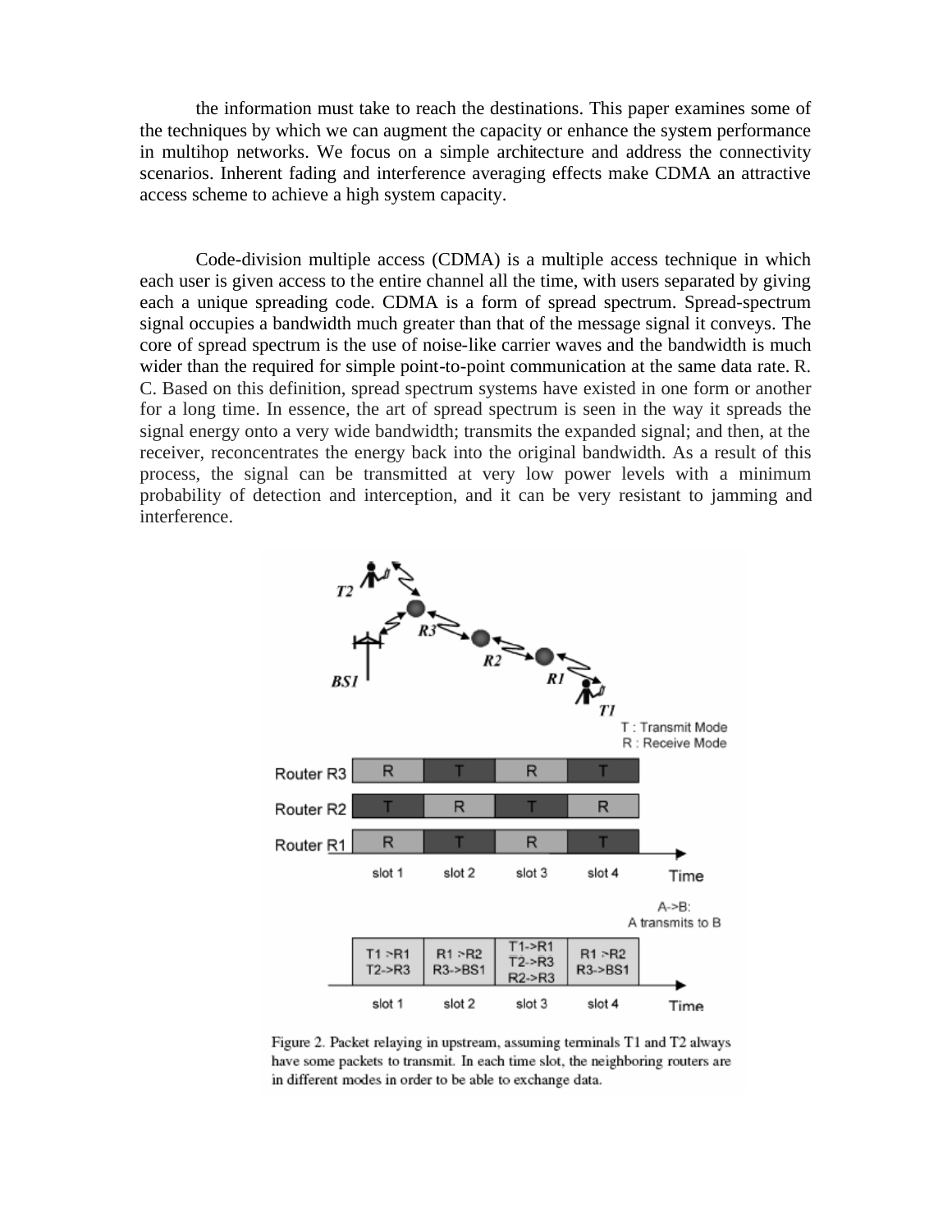the information must take to reach the destinations. This paper examines some of the techniques by which we can augment the capacity or enhance the system performance in multihop networks. We focus on a simple architecture and address the connectivity scenarios. Inherent fading and interference averaging effects make CDMA an attractive access scheme to achieve a high system capacity.

Code-division multiple access (CDMA) is a multiple access technique in which each user is given access to the entire channel all the time, with users separated by giving each a unique spreading code. CDMA is a form of spread spectrum. Spread-spectrum signal occupies a bandwidth much greater than that of the message signal it conveys. The core of spread spectrum is the use of noise-like carrier waves and the bandwidth is much wider than the required for simple point-to-point communication at the same data rate. R. C. Based on this definition, spread spectrum systems have existed in one form or another for a long time. In essence, the art of spread spectrum is seen in the way it spreads the signal energy onto a very wide bandwidth; transmits the expanded signal; and then, at the receiver, reconcentrates the energy back into the original bandwidth. As a result of this process, the signal can be transmitted at very low power levels with a minimum probability of detection and interception, and it can be very resistant to jamming and interference.

Figure 2. Packet relaying in upstream, assuming terminals T1 and T2 always have some packets to transmit. In each time slot, the neighboring routers are in different modes in order to be able to exchange data.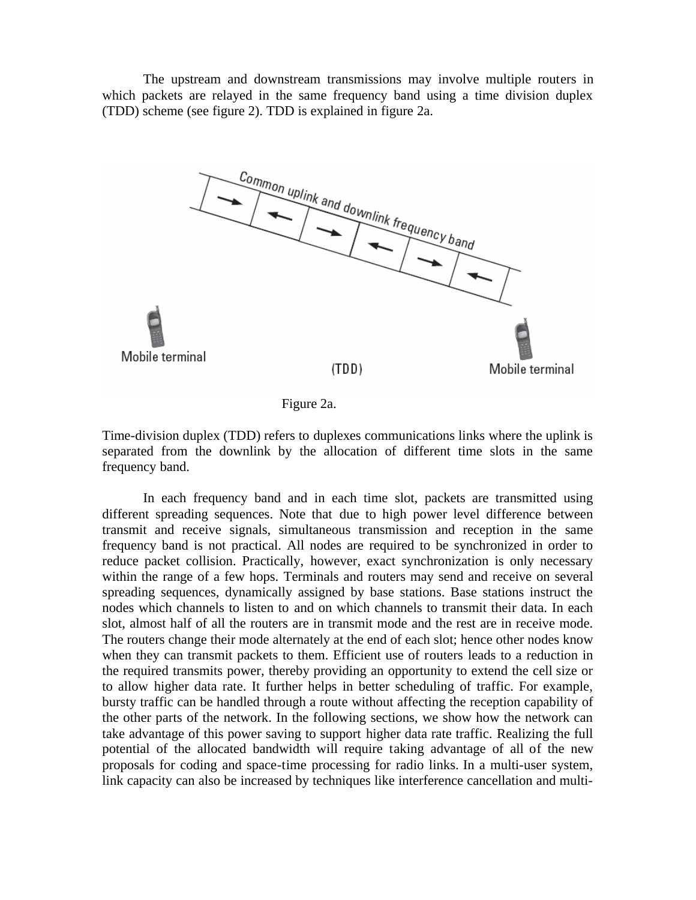The upstream and downstream transmissions may involve multiple routers in which packets are relayed in the same frequency band using a time division duplex (TDD) scheme (see figure 2). TDD is explained in figure 2a.

Figure 2a.

Time-division duplex (TDD) refers to duplexes communications links where the uplink is separated from the downlink by the allocation of different time slots in the same frequency band.

In each frequency band and in each time slot, packets are transmitted using different spreading sequences. Note that due to high power level difference between transmit and receive signals, simultaneous transmission and reception in the same frequency band is not practical. All nodes are required to be synchronized in order to reduce packet collision. Practically, however, exact synchronization is only necessary within the range of a few hops. Terminals and routers may send and receive on several spreading sequences, dynamically assigned by base stations. Base stations instruct the nodes which channels to listen to and on which channels to transmit their data. In each slot, almost half of all the routers are in transmit mode and the rest are in receive mode. The routers change their mode alternately at the end of each slot; hence other nodes know when they can transmit packets to them. Efficient use of routers leads to a reduction in the required transmits power, thereby providing an opportunity to extend the cell size or to allow higher data rate. It further helps in better scheduling of traffic. For example, bursty traffic can be handled through a route without affecting the reception capability of the other parts of the network. In the following sections, we show how the network can take advantage of this power saving to support higher data rate traffic. Realizing the full potential of the allocated bandwidth will require taking advantage of all of the new proposals for coding and space-time processing for radio links. In a multi-user system, link capacity can also be increased by techniques like interference cancellation and multi-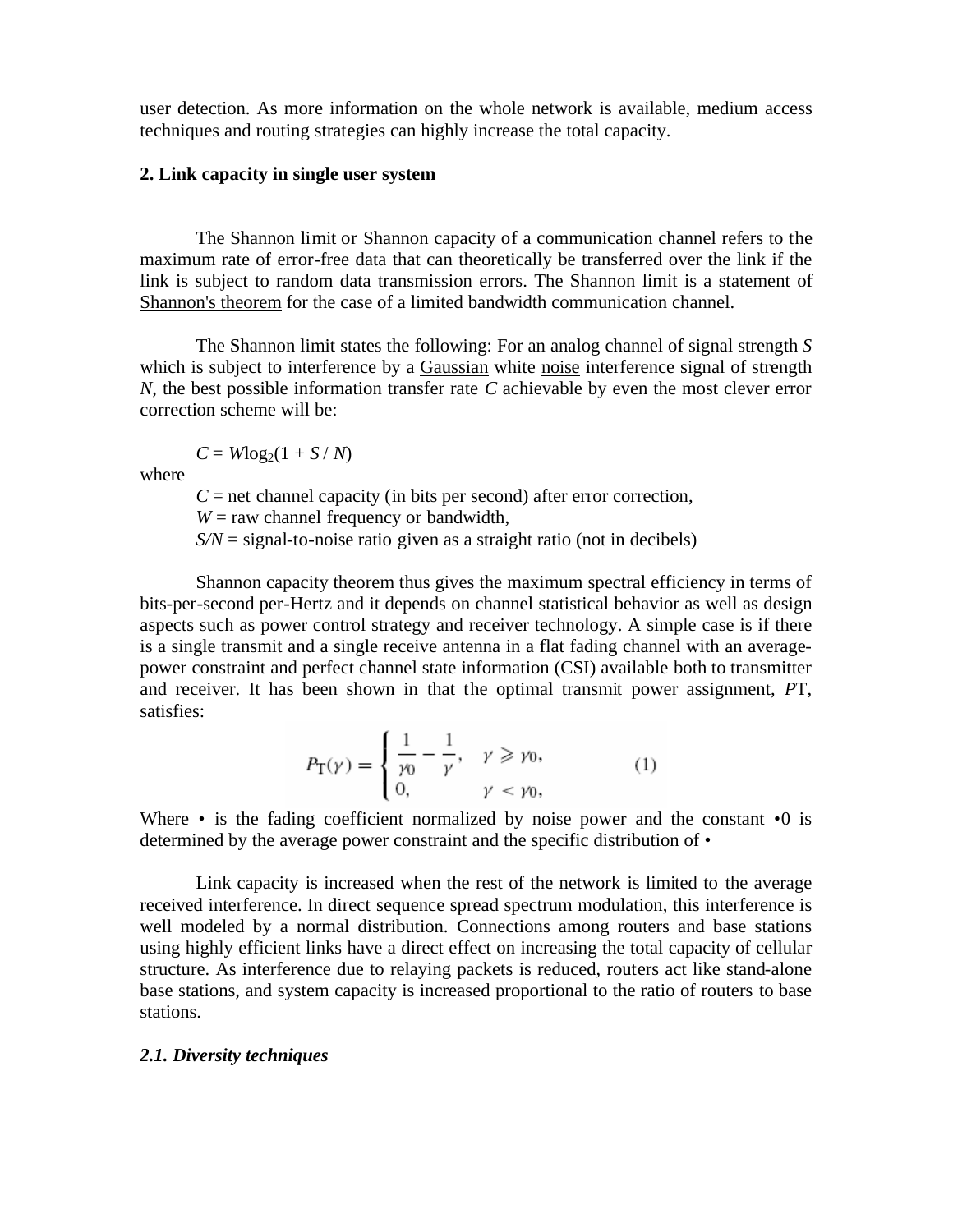user detection. As more information on the whole network is available, medium access techniques and routing strategies can highly increase the total capacity.

## 2. Link capacity in single user system

The Shannon limit or Shannon capacity of a communication channel refers to the maximum rate of error-free data that can theoretically be transferred over the link if the link is subject to random data transmission errors. The Shannon limit is a statement of Shannon's theorem for the case of a limited bandwidth communication channel.

The Shannon limit states the following: For an analog channel of signal strength *S* which is subject to interference by a Gaussian white noise interference signal of strength *N*, the best possible information transfer rate *C* achievable by even the most clever error correction scheme will be:

$$C = W\log_2(1 + S / N)$$

where

$C$ = net channel capacity (in bits per second) after error correction,
$W$ = raw channel frequency or bandwidth,
$S/N$ = signal-to-noise ratio given as a straight ratio (not in decibels)

Shannon capacity theorem thus gives the maximum spectral efficiency in terms of bits-per-second per-Hertz and it depends on channel statistical behavior as well as design aspects such as power control strategy and receiver technology. A simple case is if there is a single transmit and a single receive antenna in a flat fading channel with an average-power constraint and perfect channel state information (CSI) available both to transmitter and receiver. It has been shown in that the optimal transmit power assignment, $P$T, satisfies:

$$P_{\mathrm{T}}(\gamma) = \begin{cases} \dfrac{1}{\gamma_0} - \dfrac{1}{\gamma}, & \gamma \geqslant \gamma_0, \\ 0, & \gamma < \gamma_0, \end{cases} \qquad (1)$$

Where • is the fading coefficient normalized by noise power and the constant •0 is determined by the average power constraint and the specific distribution of •

Link capacity is increased when the rest of the network is limited to the average received interference. In direct sequence spread spectrum modulation, this interference is well modeled by a normal distribution. Connections among routers and base stations using highly efficient links have a direct effect on increasing the total capacity of cellular structure. As interference due to relaying packets is reduced, routers act like stand-alone base stations, and system capacity is increased proportional to the ratio of routers to base stations.

### *2.1. Diversity techniques*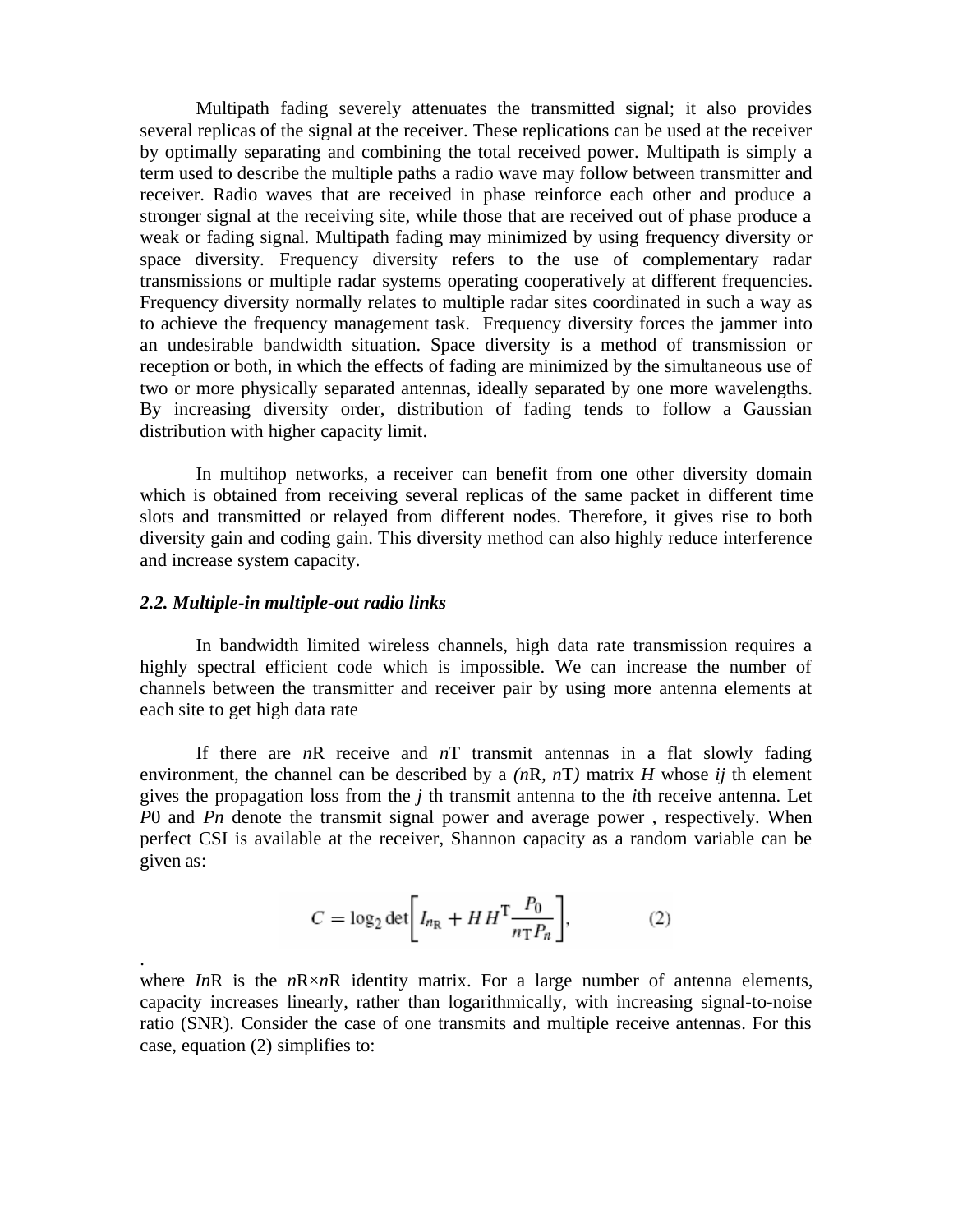Multipath fading severely attenuates the transmitted signal; it also provides several replicas of the signal at the receiver. These replications can be used at the receiver by optimally separating and combining the total received power. Multipath is simply a term used to describe the multiple paths a radio wave may follow between transmitter and receiver. Radio waves that are received in phase reinforce each other and produce a stronger signal at the receiving site, while those that are received out of phase produce a weak or fading signal. Multipath fading may minimized by using frequency diversity or space diversity. Frequency diversity refers to the use of complementary radar transmissions or multiple radar systems operating cooperatively at different frequencies. Frequency diversity normally relates to multiple radar sites coordinated in such a way as to achieve the frequency management task. Frequency diversity forces the jammer into an undesirable bandwidth situation. Space diversity is a method of transmission or reception or both, in which the effects of fading are minimized by the simultaneous use of two or more physically separated antennas, ideally separated by one more wavelengths. By increasing diversity order, distribution of fading tends to follow a Gaussian distribution with higher capacity limit.

In multihop networks, a receiver can benefit from one other diversity domain which is obtained from receiving several replicas of the same packet in different time slots and transmitted or relayed from different nodes. Therefore, it gives rise to both diversity gain and coding gain. This diversity method can also highly reduce interference and increase system capacity.

### *2.2. Multiple-in multiple-out radio links*

In bandwidth limited wireless channels, high data rate transmission requires a highly spectral efficient code which is impossible. We can increase the number of channels between the transmitter and receiver pair by using more antenna elements at each site to get high data rate

If there are $n_R$ receive and $n_T$ transmit antennas in a flat slowly fading environment, the channel can be described by a $(n_R, n_T)$ matrix $H$ whose $ij$ th element gives the propagation loss from the $j$ th transmit antenna to the $i$th receive antenna. Let $P_0$ and $P_n$ denote the transmit signal power and average power , respectively. When perfect CSI is available at the receiver, Shannon capacity as a random variable can be given as:

$$C = \log_2 \det\left[ I_{n_R} + H H^{T} \frac{P_0}{n_T P_n} \right], \qquad (2)$$

.

where $I_{n_R}$ is the $n_R \times n_R$ identity matrix. For a large number of antenna elements, capacity increases linearly, rather than logarithmically, with increasing signal-to-noise ratio (SNR). Consider the case of one transmits and multiple receive antennas. For this case, equation (2) simplifies to: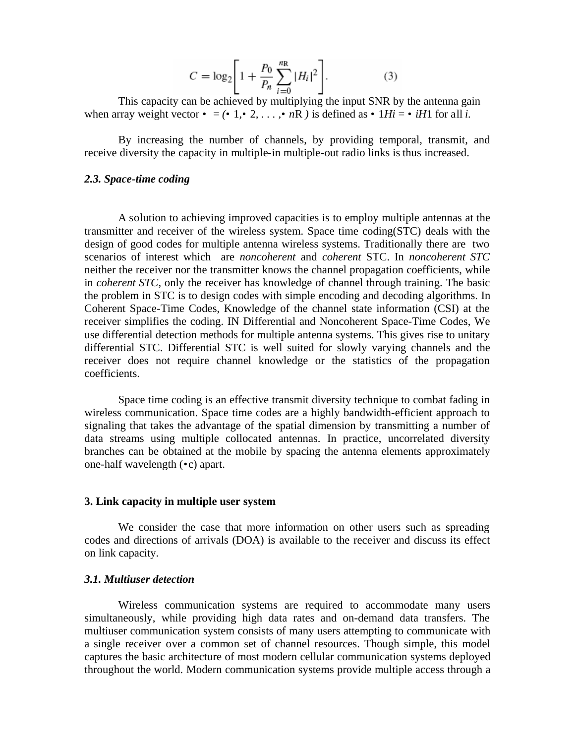$$C = \log_2\left[1 + \frac{P_0}{P_n}\sum_{i=0}^{n_R}|H_i|^2\right]. \quad (3)$$

This capacity can be achieved by multiplying the input SNR by the antenna gain when array weight vector • $= ($• 1,• 2, . . . ,• $n$R $)$ is defined as • $1Hi$ = • $iH1$ for all $i$.

By increasing the number of channels, by providing temporal, transmit, and receive diversity the capacity in multiple-in multiple-out radio links is thus increased.

### *2.3. Space-time coding*

A solution to achieving improved capacities is to employ multiple antennas at the transmitter and receiver of the wireless system. Space time coding(STC) deals with the design of good codes for multiple antenna wireless systems. Traditionally there are two scenarios of interest which are *noncoherent* and *coherent* STC. In *noncoherent STC* neither the receiver nor the transmitter knows the channel propagation coefficients, while in *coherent STC*, only the receiver has knowledge of channel through training. The basic the problem in STC is to design codes with simple encoding and decoding algorithms. In Coherent Space-Time Codes, Knowledge of the channel state information (CSI) at the receiver simplifies the coding. IN Differential and Noncoherent Space-Time Codes, We use differential detection methods for multiple antenna systems. This gives rise to unitary differential STC. Differential STC is well suited for slowly varying channels and the receiver does not require channel knowledge or the statistics of the propagation coefficients.

Space time coding is an effective transmit diversity technique to combat fading in wireless communication. Space time codes are a highly bandwidth-efficient approach to signaling that takes the advantage of the spatial dimension by transmitting a number of data streams using multiple collocated antennas. In practice, uncorrelated diversity branches can be obtained at the mobile by spacing the antenna elements approximately one-half wavelength (•c) apart.

## 3. Link capacity in multiple user system

We consider the case that more information on other users such as spreading codes and directions of arrivals (DOA) is available to the receiver and discuss its effect on link capacity.

### *3.1. Multiuser detection*

Wireless communication systems are required to accommodate many users simultaneously, while providing high data rates and on-demand data transfers. The multiuser communication system consists of many users attempting to communicate with a single receiver over a common set of channel resources. Though simple, this model captures the basic architecture of most modern cellular communication systems deployed throughout the world. Modern communication systems provide multiple access through a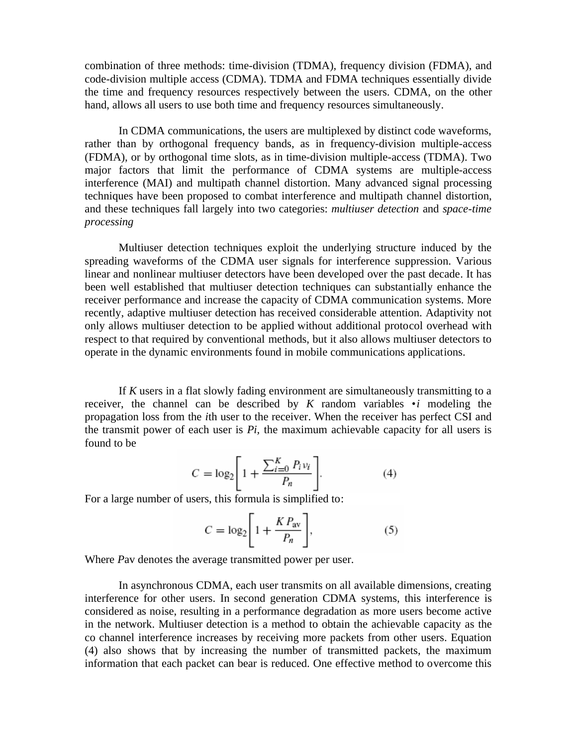combination of three methods: time-division (TDMA), frequency division (FDMA), and code-division multiple access (CDMA). TDMA and FDMA techniques essentially divide the time and frequency resources respectively between the users. CDMA, on the other hand, allows all users to use both time and frequency resources simultaneously.

In CDMA communications, the users are multiplexed by distinct code waveforms, rather than by orthogonal frequency bands, as in frequency-division multiple-access (FDMA), or by orthogonal time slots, as in time-division multiple-access (TDMA). Two major factors that limit the performance of CDMA systems are multiple-access interference (MAI) and multipath channel distortion. Many advanced signal processing techniques have been proposed to combat interference and multipath channel distortion, and these techniques fall largely into two categories: *multiuser detection* and *space-time processing*

Multiuser detection techniques exploit the underlying structure induced by the spreading waveforms of the CDMA user signals for interference suppression. Various linear and nonlinear multiuser detectors have been developed over the past decade. It has been well established that multiuser detection techniques can substantially enhance the receiver performance and increase the capacity of CDMA communication systems. More recently, adaptive multiuser detection has received considerable attention. Adaptivity not only allows multiuser detection to be applied without additional protocol overhead with respect to that required by conventional methods, but it also allows multiuser detectors to operate in the dynamic environments found in mobile communications applications.

If $K$ users in a flat slowly fading environment are simultaneously transmitting to a receiver, the channel can be described by $K$ random variables •$i$ modeling the propagation loss from the $i$th user to the receiver. When the receiver has perfect CSI and the transmit power of each user is $P_i$, the maximum achievable capacity for all users is found to be

$$C = \log_2\left[1 + \frac{\sum_{i=0}^{K} P_i v_i}{P_n}\right]. \tag{4}$$

For a large number of users, this formula is simplified to:

$$C = \log_2\left[1 + \frac{K P_{\mathrm{av}}}{P_n}\right], \tag{5}$$

Where $P_{av}$ denotes the average transmitted power per user.

In asynchronous CDMA, each user transmits on all available dimensions, creating interference for other users. In second generation CDMA systems, this interference is considered as noise, resulting in a performance degradation as more users become active in the network. Multiuser detection is a method to obtain the achievable capacity as the co channel interference increases by receiving more packets from other users. Equation (4) also shows that by increasing the number of transmitted packets, the maximum information that each packet can bear is reduced. One effective method to overcome this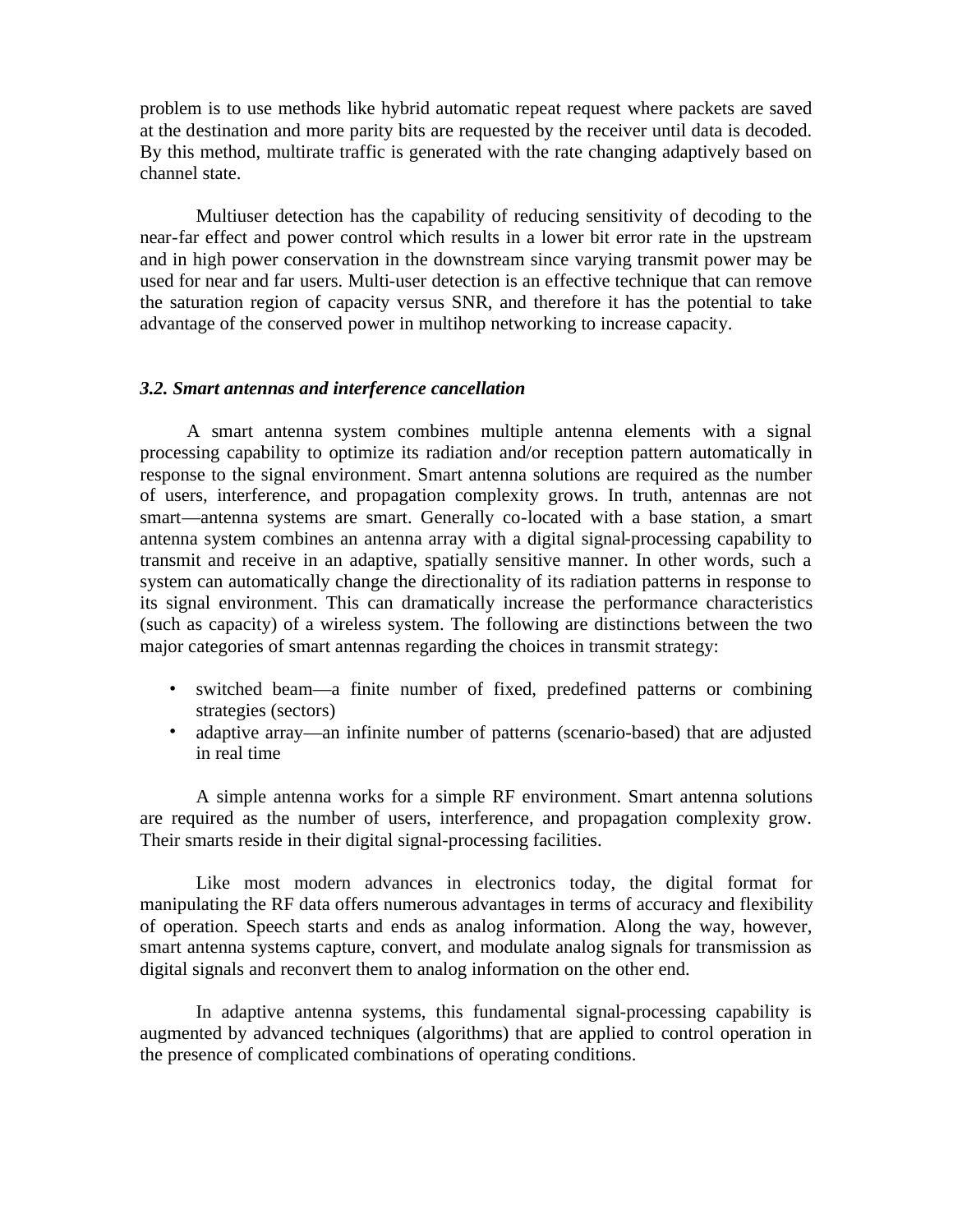problem is to use methods like hybrid automatic repeat request where packets are saved at the destination and more parity bits are requested by the receiver until data is decoded. By this method, multirate traffic is generated with the rate changing adaptively based on channel state.

Multiuser detection has the capability of reducing sensitivity of decoding to the near-far effect and power control which results in a lower bit error rate in the upstream and in high power conservation in the downstream since varying transmit power may be used for near and far users. Multi-user detection is an effective technique that can remove the saturation region of capacity versus SNR, and therefore it has the potential to take advantage of the conserved power in multihop networking to increase capacity.

### *3.2. Smart antennas and interference cancellation*

A smart antenna system combines multiple antenna elements with a signal processing capability to optimize its radiation and/or reception pattern automatically in response to the signal environment. Smart antenna solutions are required as the number of users, interference, and propagation complexity grows. In truth, antennas are not smart—antenna systems are smart. Generally co-located with a base station, a smart antenna system combines an antenna array with a digital signal-processing capability to transmit and receive in an adaptive, spatially sensitive manner. In other words, such a system can automatically change the directionality of its radiation patterns in response to its signal environment. This can dramatically increase the performance characteristics (such as capacity) of a wireless system. The following are distinctions between the two major categories of smart antennas regarding the choices in transmit strategy:

- switched beam—a finite number of fixed, predefined patterns or combining strategies (sectors)
- adaptive array—an infinite number of patterns (scenario-based) that are adjusted in real time

A simple antenna works for a simple RF environment. Smart antenna solutions are required as the number of users, interference, and propagation complexity grow. Their smarts reside in their digital signal-processing facilities.

Like most modern advances in electronics today, the digital format for manipulating the RF data offers numerous advantages in terms of accuracy and flexibility of operation. Speech starts and ends as analog information. Along the way, however, smart antenna systems capture, convert, and modulate analog signals for transmission as digital signals and reconvert them to analog information on the other end.

In adaptive antenna systems, this fundamental signal-processing capability is augmented by advanced techniques (algorithms) that are applied to control operation in the presence of complicated combinations of operating conditions.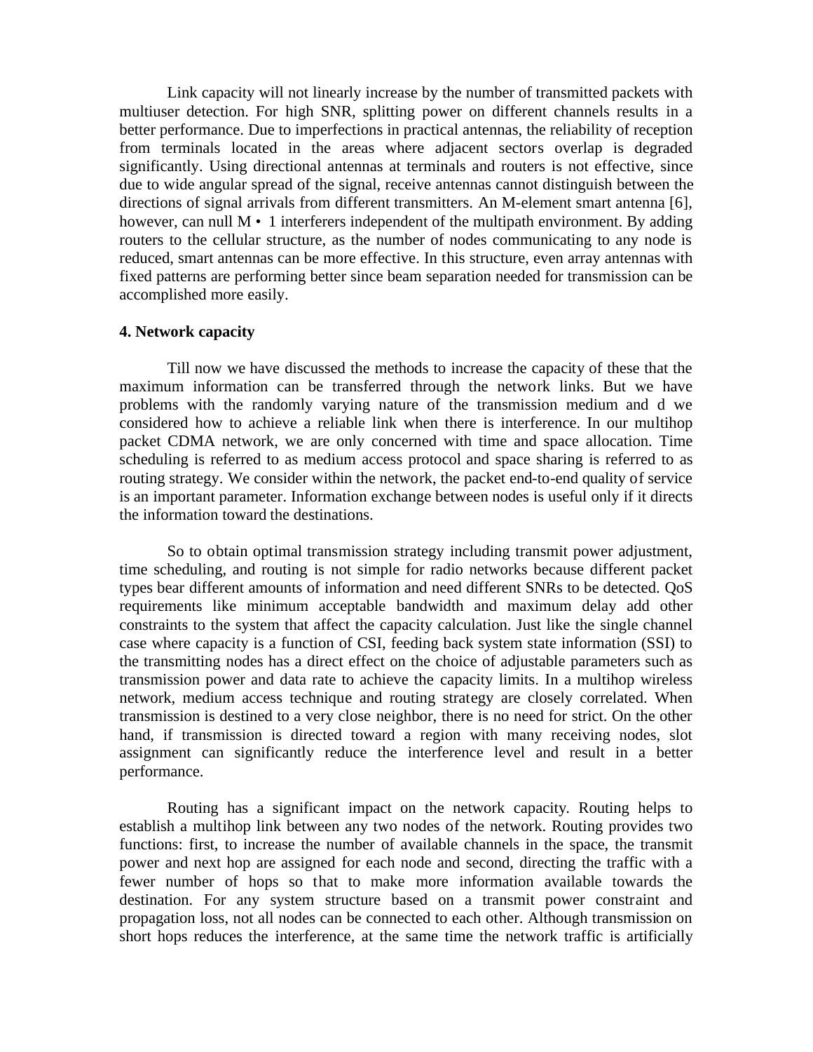Link capacity will not linearly increase by the number of transmitted packets with multiuser detection. For high SNR, splitting power on different channels results in a better performance. Due to imperfections in practical antennas, the reliability of reception from terminals located in the areas where adjacent sectors overlap is degraded significantly. Using directional antennas at terminals and routers is not effective, since due to wide angular spread of the signal, receive antennas cannot distinguish between the directions of signal arrivals from different transmitters. An M-element smart antenna [6], however, can null M • 1 interferers independent of the multipath environment. By adding routers to the cellular structure, as the number of nodes communicating to any node is reduced, smart antennas can be more effective. In this structure, even array antennas with fixed patterns are performing better since beam separation needed for transmission can be accomplished more easily.

**4. Network capacity**

Till now we have discussed the methods to increase the capacity of these that the maximum information can be transferred through the network links. But we have problems with the randomly varying nature of the transmission medium and d we considered how to achieve a reliable link when there is interference. In our multihop packet CDMA network, we are only concerned with time and space allocation. Time scheduling is referred to as medium access protocol and space sharing is referred to as routing strategy. We consider within the network, the packet end-to-end quality of service is an important parameter. Information exchange between nodes is useful only if it directs the information toward the destinations.

So to obtain optimal transmission strategy including transmit power adjustment, time scheduling, and routing is not simple for radio networks because different packet types bear different amounts of information and need different SNRs to be detected. QoS requirements like minimum acceptable bandwidth and maximum delay add other constraints to the system that affect the capacity calculation. Just like the single channel case where capacity is a function of CSI, feeding back system state information (SSI) to the transmitting nodes has a direct effect on the choice of adjustable parameters such as transmission power and data rate to achieve the capacity limits. In a multihop wireless network, medium access technique and routing strategy are closely correlated. When transmission is destined to a very close neighbor, there is no need for strict. On the other hand, if transmission is directed toward a region with many receiving nodes, slot assignment can significantly reduce the interference level and result in a better performance.

Routing has a significant impact on the network capacity. Routing helps to establish a multihop link between any two nodes of the network. Routing provides two functions: first, to increase the number of available channels in the space, the transmit power and next hop are assigned for each node and second, directing the traffic with a fewer number of hops so that to make more information available towards the destination. For any system structure based on a transmit power constraint and propagation loss, not all nodes can be connected to each other. Although transmission on short hops reduces the interference, at the same time the network traffic is artificially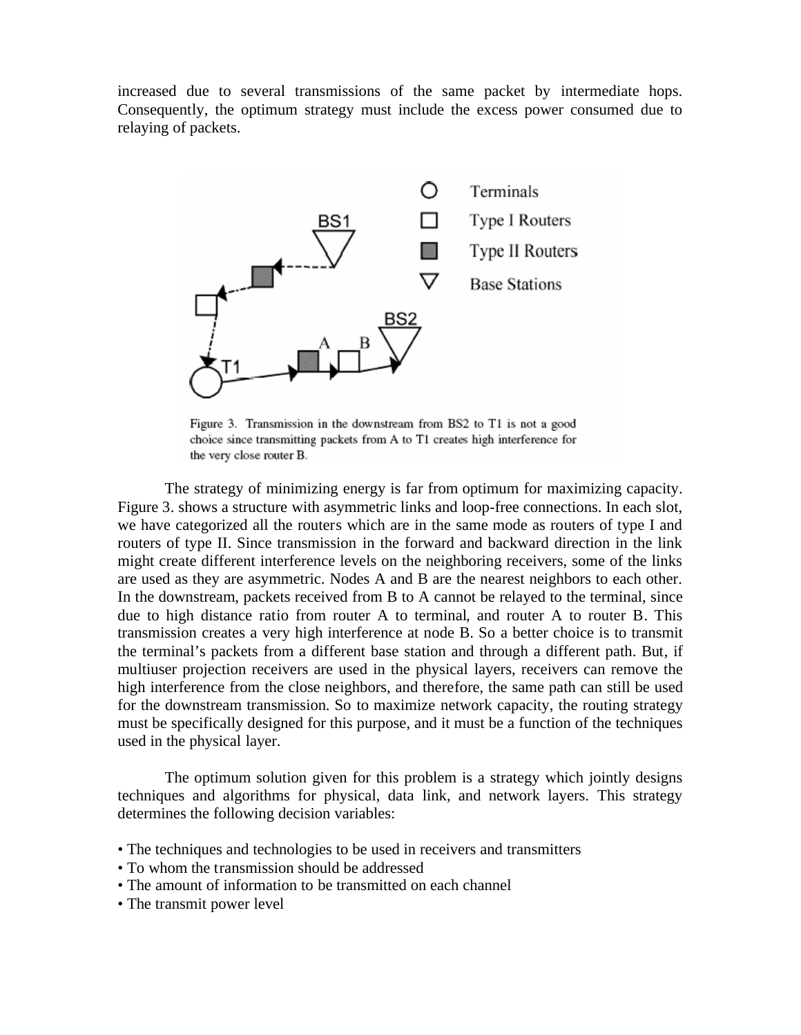increased due to several transmissions of the same packet by intermediate hops. Consequently, the optimum strategy must include the excess power consumed due to relaying of packets.

Figure 3. Transmission in the downstream from BS2 to T1 is not a good choice since transmitting packets from A to T1 creates high interference for the very close router B.

The strategy of minimizing energy is far from optimum for maximizing capacity. Figure 3. shows a structure with asymmetric links and loop-free connections. In each slot, we have categorized all the routers which are in the same mode as routers of type I and routers of type II. Since transmission in the forward and backward direction in the link might create different interference levels on the neighboring receivers, some of the links are used as they are asymmetric. Nodes A and B are the nearest neighbors to each other. In the downstream, packets received from B to A cannot be relayed to the terminal, since due to high distance ratio from router A to terminal, and router A to router B. This transmission creates a very high interference at node B. So a better choice is to transmit the terminal's packets from a different base station and through a different path. But, if multiuser projection receivers are used in the physical layers, receivers can remove the high interference from the close neighbors, and therefore, the same path can still be used for the downstream transmission. So to maximize network capacity, the routing strategy must be specifically designed for this purpose, and it must be a function of the techniques used in the physical layer.

The optimum solution given for this problem is a strategy which jointly designs techniques and algorithms for physical, data link, and network layers. This strategy determines the following decision variables:

- The techniques and technologies to be used in receivers and transmitters
- To whom the transmission should be addressed
- The amount of information to be transmitted on each channel
- The transmit power level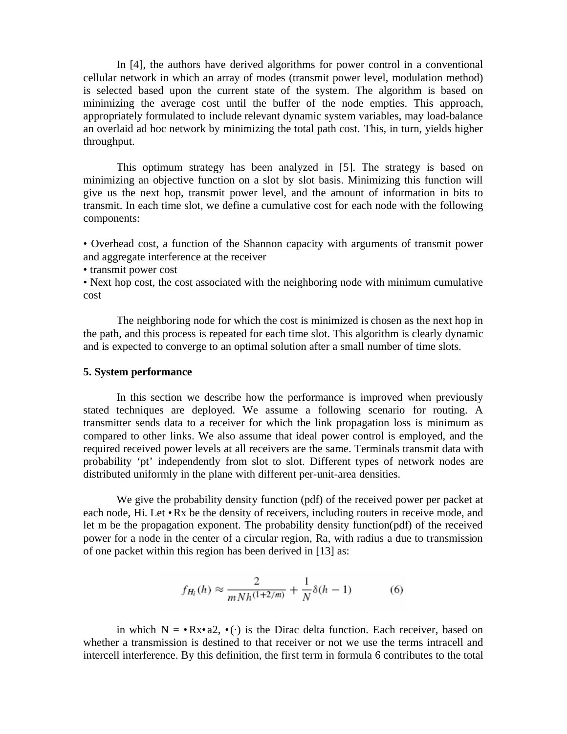In [4], the authors have derived algorithms for power control in a conventional cellular network in which an array of modes (transmit power level, modulation method) is selected based upon the current state of the system. The algorithm is based on minimizing the average cost until the buffer of the node empties. This approach, appropriately formulated to include relevant dynamic system variables, may load-balance an overlaid ad hoc network by minimizing the total path cost. This, in turn, yields higher throughput.

This optimum strategy has been analyzed in [5]. The strategy is based on minimizing an objective function on a slot by slot basis. Minimizing this function will give us the next hop, transmit power level, and the amount of information in bits to transmit. In each time slot, we define a cumulative cost for each node with the following components:

- Overhead cost, a function of the Shannon capacity with arguments of transmit power and aggregate interference at the receiver
- transmit power cost
- Next hop cost, the cost associated with the neighboring node with minimum cumulative cost

The neighboring node for which the cost is minimized is chosen as the next hop in the path, and this process is repeated for each time slot. This algorithm is clearly dynamic and is expected to converge to an optimal solution after a small number of time slots.

**5. System performance**

In this section we describe how the performance is improved when previously stated techniques are deployed. We assume a following scenario for routing. A transmitter sends data to a receiver for which the link propagation loss is minimum as compared to other links. We also assume that ideal power control is employed, and the required received power levels at all receivers are the same. Terminals transmit data with probability 'pt' independently from slot to slot. Different types of network nodes are distributed uniformly in the plane with different per-unit-area densities.

We give the probability density function (pdf) of the received power per packet at each node, Hi. Let •Rx be the density of receivers, including routers in receive mode, and let m be the propagation exponent. The probability density function(pdf) of the received power for a node in the center of a circular region, Ra, with radius a due to transmission of one packet within this region has been derived in [13] as:

$$f_{H_i}(h) \approx \frac{2}{mNh^{(1+2/m)}} + \frac{1}{N}\delta(h-1) \qquad (6)$$

in which N = •Rx•a2, •(·) is the Dirac delta function. Each receiver, based on whether a transmission is destined to that receiver or not we use the terms intracell and intercell interference. By this definition, the first term in formula 6 contributes to the total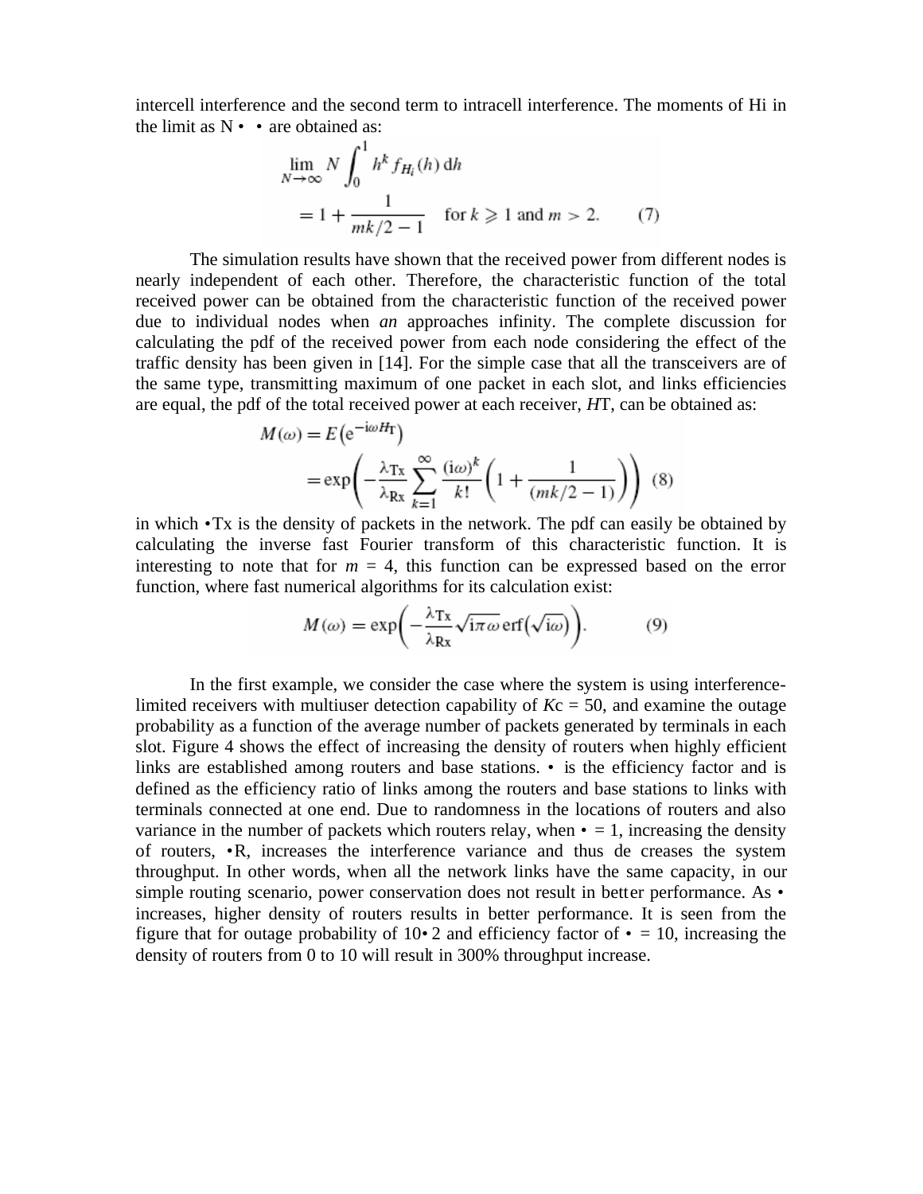intercell interference and the second term to intracell interference. The moments of Hi in the limit as $N \to \infty$ are obtained as:

$$\lim_{N\to\infty} N \int_0^1 h^k f_{H_i}(h)\,\mathrm{d}h = 1 + \frac{1}{mk/2-1} \quad \text{for } k \geqslant 1 \text{ and } m > 2. \qquad (7)$$

The simulation results have shown that the received power from different nodes is nearly independent of each other. Therefore, the characteristic function of the total received power can be obtained from the characteristic function of the received power due to individual nodes when *an* approaches infinity. The complete discussion for calculating the pdf of the received power from each node considering the effect of the traffic density has been given in [14]. For the simple case that all the transceivers are of the same type, transmitting maximum of one packet in each slot, and links efficiencies are equal, the pdf of the total received power at each receiver, $H_T$, can be obtained as:

$$M(\omega) = E\left(\mathrm{e}^{-\mathrm{i}\omega H_{\mathrm{T}}}\right) = \exp\left(-\frac{\lambda_{\mathrm{Tx}}}{\lambda_{\mathrm{Rx}}} \sum_{k=1}^{\infty} \frac{(\mathrm{i}\omega)^k}{k!}\left(1 + \frac{1}{(mk/2-1)}\right)\right) \quad (8)$$

in which $\lambda_{Tx}$ is the density of packets in the network. The pdf can easily be obtained by calculating the inverse fast Fourier transform of this characteristic function. It is interesting to note that for $m = 4$, this function can be expressed based on the error function, where fast numerical algorithms for its calculation exist:

$$M(\omega) = \exp\left(-\frac{\lambda_{\mathrm{Tx}}}{\lambda_{\mathrm{Rx}}} \sqrt{\mathrm{i}\pi\omega}\, \mathrm{erf}\left(\sqrt{\mathrm{i}\omega}\right)\right). \qquad (9)$$

In the first example, we consider the case where the system is using interference-limited receivers with multiuser detection capability of $K_c = 50$, and examine the outage probability as a function of the average number of packets generated by terminals in each slot. Figure 4 shows the effect of increasing the density of routers when highly efficient links are established among routers and base stations. $\eta$ is the efficiency factor and is defined as the efficiency ratio of links among the routers and base stations to links with terminals connected at one end. Due to randomness in the locations of routers and also variance in the number of packets which routers relay, when $\eta = 1$, increasing the density of routers, $\lambda_R$, increases the interference variance and thus de creases the system throughput. In other words, when all the network links have the same capacity, in our simple routing scenario, power conservation does not result in better performance. As $\eta$ increases, higher density of routers results in better performance. It is seen from the figure that for outage probability of $10^{-2}$ and efficiency factor of $\eta = 10$, increasing the density of routers from 0 to 10 will result in 300% throughput increase.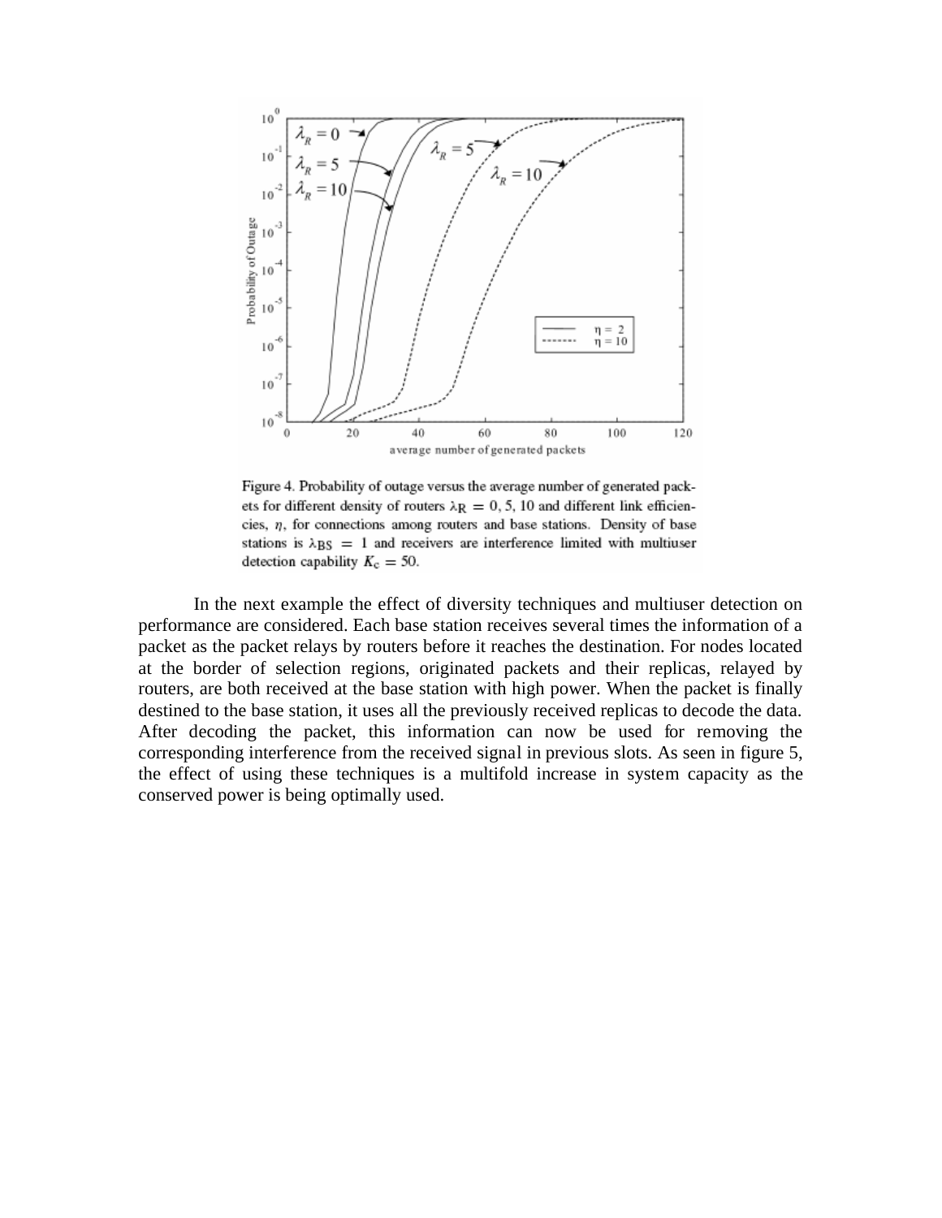Figure 4. Probability of outage versus the average number of generated packets for different density of routers $\lambda_R = 0, 5, 10$ and different link efficiencies, $\eta$, for connections among routers and base stations. Density of base stations is $\lambda_{BS} = 1$ and receivers are interference limited with multiuser detection capability $K_c = 50$.

In the next example the effect of diversity techniques and multiuser detection on performance are considered. Each base station receives several times the information of a packet as the packet relays by routers before it reaches the destination. For nodes located at the border of selection regions, originated packets and their replicas, relayed by routers, are both received at the base station with high power. When the packet is finally destined to the base station, it uses all the previously received replicas to decode the data. After decoding the packet, this information can now be used for removing the corresponding interference from the received signal in previous slots. As seen in figure 5, the effect of using these techniques is a multifold increase in system capacity as the conserved power is being optimally used.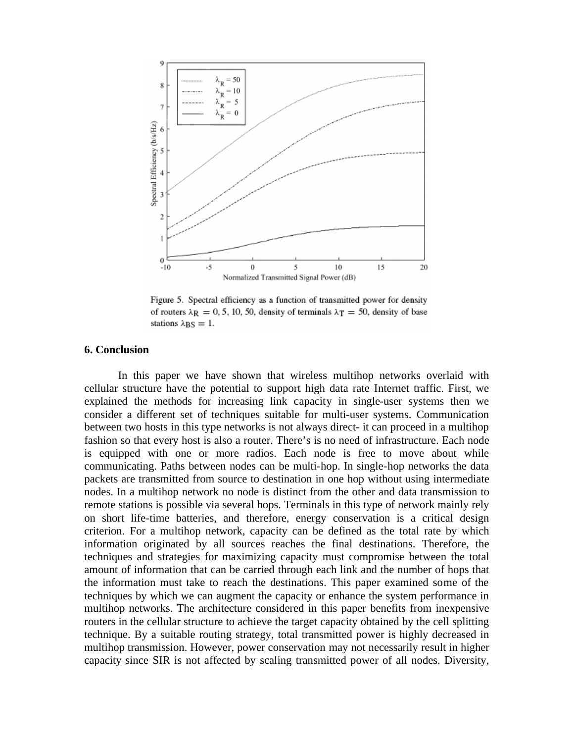Figure 5. Spectral efficiency as a function of transmitted power for density of routers $\lambda_R = 0, 5, 10, 50$, density of terminals $\lambda_T = 50$, density of base stations $\lambda_{BS} = 1$.

## 6. Conclusion

In this paper we have shown that wireless multihop networks overlaid with cellular structure have the potential to support high data rate Internet traffic. First, we explained the methods for increasing link capacity in single-user systems then we consider a different set of techniques suitable for multi-user systems. Communication between two hosts in this type networks is not always direct- it can proceed in a multihop fashion so that every host is also a router. There's is no need of infrastructure. Each node is equipped with one or more radios. Each node is free to move about while communicating. Paths between nodes can be multi-hop. In single-hop networks the data packets are transmitted from source to destination in one hop without using intermediate nodes. In a multihop network no node is distinct from the other and data transmission to remote stations is possible via several hops. Terminals in this type of network mainly rely on short life-time batteries, and therefore, energy conservation is a critical design criterion. For a multihop network, capacity can be defined as the total rate by which information originated by all sources reaches the final destinations. Therefore, the techniques and strategies for maximizing capacity must compromise between the total amount of information that can be carried through each link and the number of hops that the information must take to reach the destinations. This paper examined some of the techniques by which we can augment the capacity or enhance the system performance in multihop networks. The architecture considered in this paper benefits from inexpensive routers in the cellular structure to achieve the target capacity obtained by the cell splitting technique. By a suitable routing strategy, total transmitted power is highly decreased in multihop transmission. However, power conservation may not necessarily result in higher capacity since SIR is not affected by scaling transmitted power of all nodes. Diversity,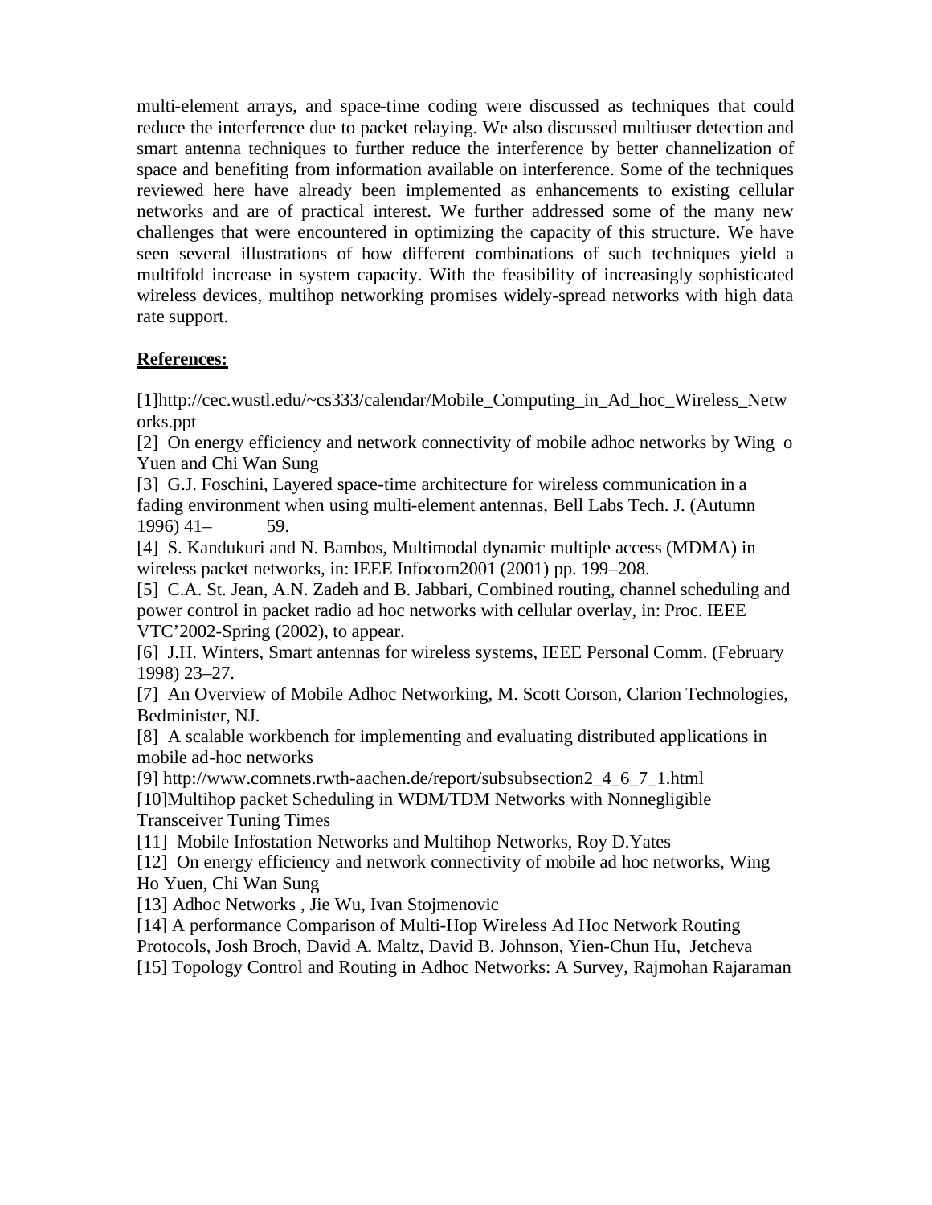multi-element arrays, and space-time coding were discussed as techniques that could reduce the interference due to packet relaying. We also discussed multiuser detection and smart antenna techniques to further reduce the interference by better channelization of space and benefiting from information available on interference. Some of the techniques reviewed here have already been implemented as enhancements to existing cellular networks and are of practical interest. We further addressed some of the many new challenges that were encountered in optimizing the capacity of this structure. We have seen several illustrations of how different combinations of such techniques yield a multifold increase in system capacity. With the feasibility of increasingly sophisticated wireless devices, multihop networking promises widely-spread networks with high data rate support.

**References:**

[1]http://cec.wustl.edu/~cs333/calendar/Mobile_Computing_in_Ad_hoc_Wireless_Networks.ppt

[2] On energy efficiency and network connectivity of mobile adhoc networks by Wing o Yuen and Chi Wan Sung

[3] G.J. Foschini, Layered space-time architecture for wireless communication in a fading environment when using multi-element antennas, Bell Labs Tech. J. (Autumn 1996) 41– 59.

[4] S. Kandukuri and N. Bambos, Multimodal dynamic multiple access (MDMA) in wireless packet networks, in: IEEE Infocom2001 (2001) pp. 199–208.

[5] C.A. St. Jean, A.N. Zadeh and B. Jabbari, Combined routing, channel scheduling and power control in packet radio ad hoc networks with cellular overlay, in: Proc. IEEE VTC'2002-Spring (2002), to appear.

[6] J.H. Winters, Smart antennas for wireless systems, IEEE Personal Comm. (February 1998) 23–27.

[7] An Overview of Mobile Adhoc Networking, M. Scott Corson, Clarion Technologies, Bedminister, NJ.

[8] A scalable workbench for implementing and evaluating distributed applications in mobile ad-hoc networks

[9] http://www.comnets.rwth-aachen.de/report/subsubsection2_4_6_7_1.html

[10]Multihop packet Scheduling in WDM/TDM Networks with Nonnegligible Transceiver Tuning Times

[11] Mobile Infostation Networks and Multihop Networks, Roy D.Yates

[12] On energy efficiency and network connectivity of mobile ad hoc networks, Wing Ho Yuen, Chi Wan Sung

[13] Adhoc Networks , Jie Wu, Ivan Stojmenovic

[14] A performance Comparison of Multi-Hop Wireless Ad Hoc Network Routing Protocols, Josh Broch, David A. Maltz, David B. Johnson, Yien-Chun Hu, Jetcheva

[15] Topology Control and Routing in Adhoc Networks: A Survey, Rajmohan Rajaraman